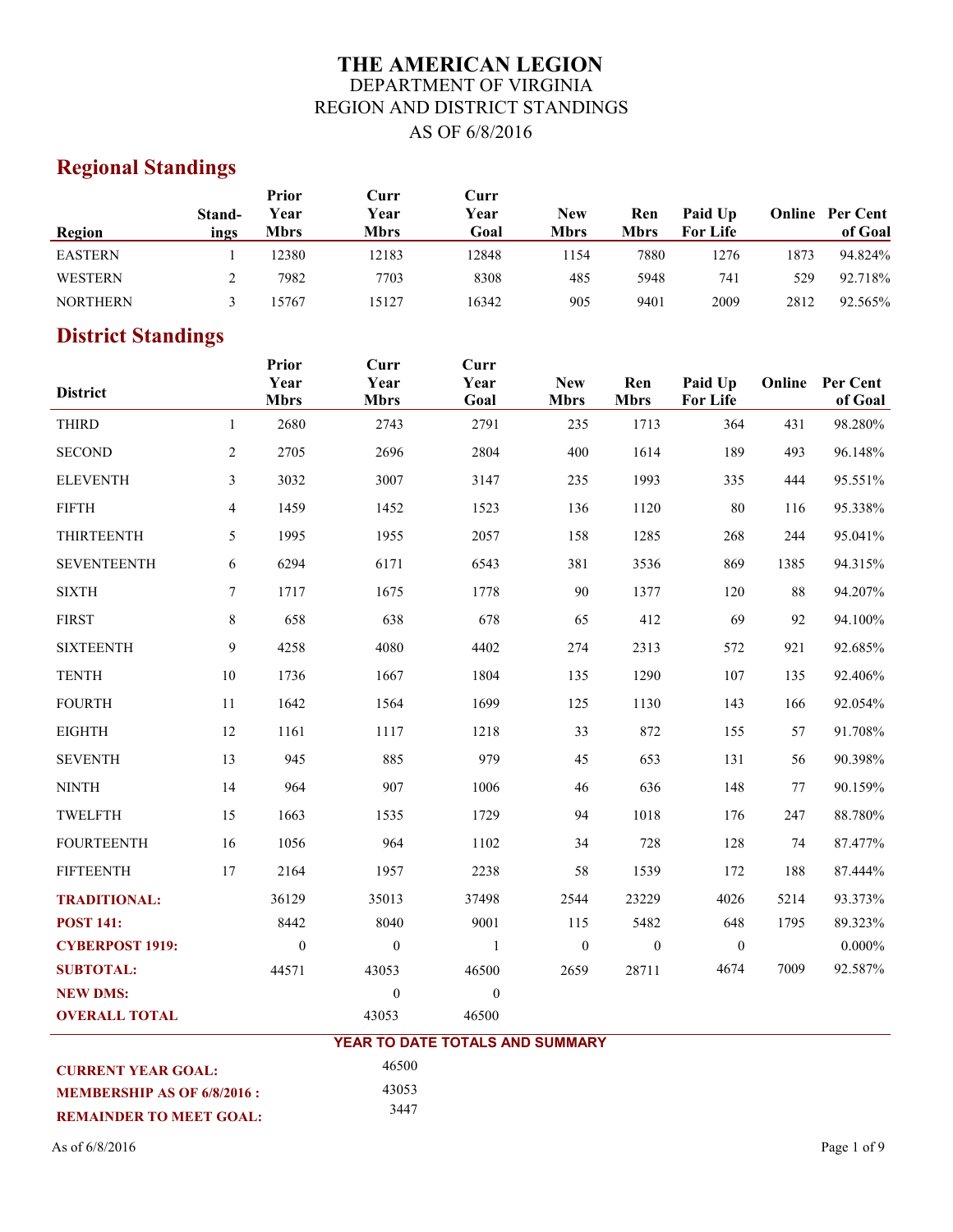# THE AMERICAN LEGION

DEPARTMENT OF VIRGINIA

REGION AND DISTRICT STANDINGS

AS OF 6/8/2016

## Regional Standings

| Region | Standings | Prior Year Mbrs | Curr Year Mbrs | Curr Year Goal | New Mbrs | Ren Mbrs | Paid Up For Life | Online | Per Cent of Goal |
|---|---|---|---|---|---|---|---|---|---|
| EASTERN | 1 | 12380 | 12183 | 12848 | 1154 | 7880 | 1276 | 1873 | 94.824% |
| WESTERN | 2 | 7982 | 7703 | 8308 | 485 | 5948 | 741 | 529 | 92.718% |
| NORTHERN | 3 | 15767 | 15127 | 16342 | 905 | 9401 | 2009 | 2812 | 92.565% |

## District Standings

| District | | Prior Year Mbrs | Curr Year Mbrs | Curr Year Goal | New Mbrs | Ren Mbrs | Paid Up For Life | Online | Per Cent of Goal |
|---|---|---|---|---|---|---|---|---|---|
| THIRD | 1 | 2680 | 2743 | 2791 | 235 | 1713 | 364 | 431 | 98.280% |
| SECOND | 2 | 2705 | 2696 | 2804 | 400 | 1614 | 189 | 493 | 96.148% |
| ELEVENTH | 3 | 3032 | 3007 | 3147 | 235 | 1993 | 335 | 444 | 95.551% |
| FIFTH | 4 | 1459 | 1452 | 1523 | 136 | 1120 | 80 | 116 | 95.338% |
| THIRTEENTH | 5 | 1995 | 1955 | 2057 | 158 | 1285 | 268 | 244 | 95.041% |
| SEVENTEENTH | 6 | 6294 | 6171 | 6543 | 381 | 3536 | 869 | 1385 | 94.315% |
| SIXTH | 7 | 1717 | 1675 | 1778 | 90 | 1377 | 120 | 88 | 94.207% |
| FIRST | 8 | 658 | 638 | 678 | 65 | 412 | 69 | 92 | 94.100% |
| SIXTEENTH | 9 | 4258 | 4080 | 4402 | 274 | 2313 | 572 | 921 | 92.685% |
| TENTH | 10 | 1736 | 1667 | 1804 | 135 | 1290 | 107 | 135 | 92.406% |
| FOURTH | 11 | 1642 | 1564 | 1699 | 125 | 1130 | 143 | 166 | 92.054% |
| EIGHTH | 12 | 1161 | 1117 | 1218 | 33 | 872 | 155 | 57 | 91.708% |
| SEVENTH | 13 | 945 | 885 | 979 | 45 | 653 | 131 | 56 | 90.398% |
| NINTH | 14 | 964 | 907 | 1006 | 46 | 636 | 148 | 77 | 90.159% |
| TWELFTH | 15 | 1663 | 1535 | 1729 | 94 | 1018 | 176 | 247 | 88.780% |
| FOURTEENTH | 16 | 1056 | 964 | 1102 | 34 | 728 | 128 | 74 | 87.477% |
| FIFTEENTH | 17 | 2164 | 1957 | 2238 | 58 | 1539 | 172 | 188 | 87.444% |
| **TRADITIONAL:** | | 36129 | 35013 | 37498 | 2544 | 23229 | 4026 | 5214 | 93.373% |
| **POST 141:** | | 8442 | 8040 | 9001 | 115 | 5482 | 648 | 1795 | 89.323% |
| **CYBERPOST 1919:** | | 0 | 0 | 1 | 0 | 0 | 0 | | 0.000% |
| **SUBTOTAL:** | | 44571 | 43053 | 46500 | 2659 | 28711 | 4674 | 7009 | 92.587% |
| **NEW DMS:** | | | 0 | 0 | | | | | |
| **OVERALL TOTAL** | | | 43053 | 46500 | | | | | |

**YEAR TO DATE TOTALS AND SUMMARY**

| | |
|---|---|
| **CURRENT YEAR GOAL:** | 46500 |
| **MEMBERSHIP AS OF 6/8/2016 :** | 43053 |
| **REMAINDER TO MEET GOAL:** | 3447 |

As of 6/8/2016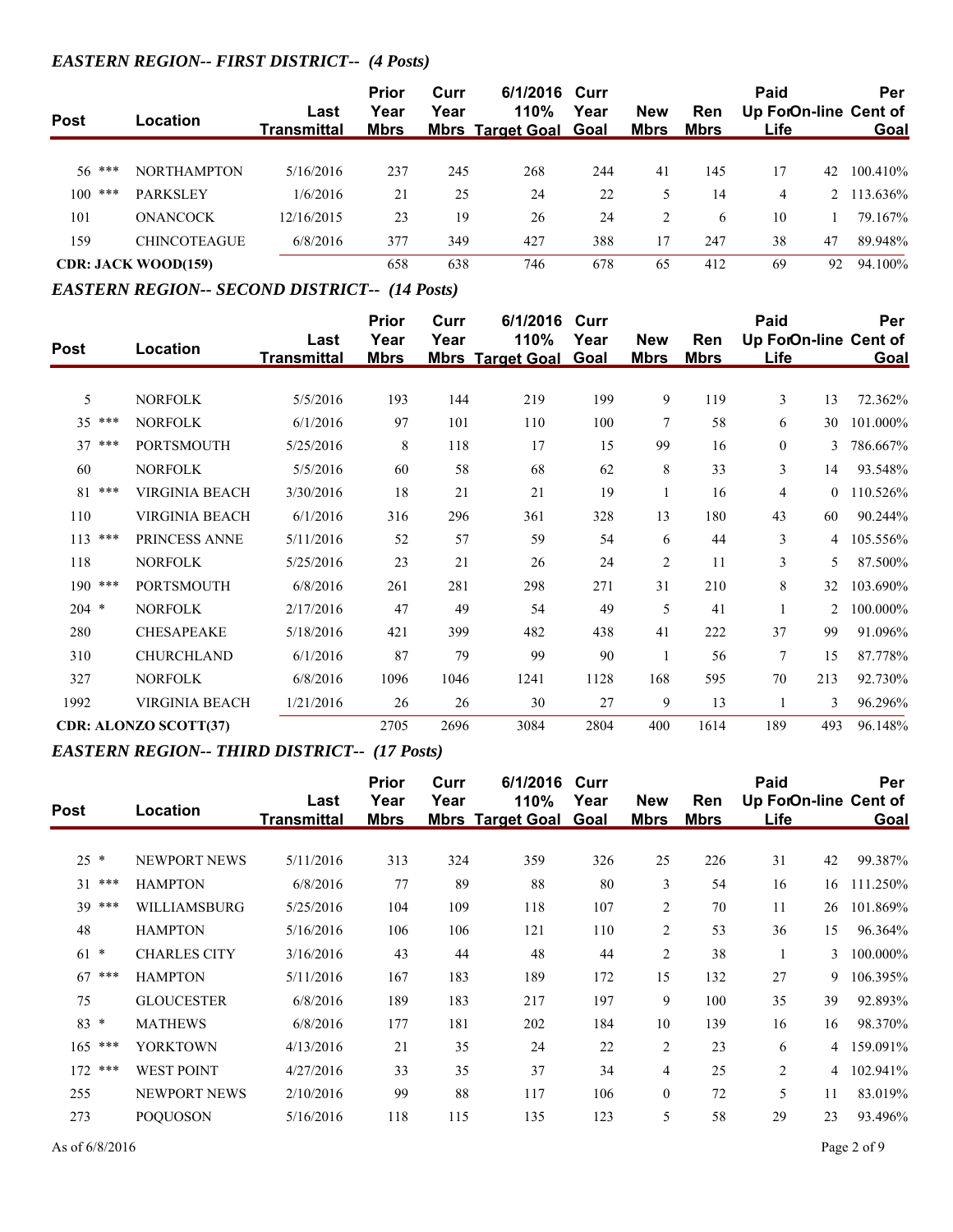### *EASTERN REGION-- FIRST DISTRICT-- (4 Posts)*

| Post | Location | Last Transmittal | Prior Year Mbrs | Curr Year Mbrs | 6/1/2016 110% Target Goal | Curr Year Goal | New Mbrs | Ren Mbrs | Paid Up For Life | On-line | Per Cent of Goal |
|---|---|---|---|---|---|---|---|---|---|---|---|
| 56 *** | NORTHAMPTON | 5/16/2016 | 237 | 245 | 268 | 244 | 41 | 145 | 17 | 42 | 100.410% |
| 100 *** | PARKSLEY | 1/6/2016 | 21 | 25 | 24 | 22 | 5 | 14 | 4 | 2 | 113.636% |
| 101 | ONANCOCK | 12/16/2015 | 23 | 19 | 26 | 24 | 2 | 6 | 10 | 1 | 79.167% |
| 159 | CHINCOTEAGUE | 6/8/2016 | 377 | 349 | 427 | 388 | 17 | 247 | 38 | 47 | 89.948% |
| **CDR: JACK WOOD(159)** | | | 658 | 638 | 746 | 678 | 65 | 412 | 69 | 92 | 94.100% |

### *EASTERN REGION-- SECOND DISTRICT-- (14 Posts)*

| Post | Location | Last Transmittal | Prior Year Mbrs | Curr Year Mbrs | 6/1/2016 110% Target Goal | Curr Year Goal | New Mbrs | Ren Mbrs | Paid Up For Life | On-line | Per Cent of Goal |
|---|---|---|---|---|---|---|---|---|---|---|---|
| 5 | NORFOLK | 5/5/2016 | 193 | 144 | 219 | 199 | 9 | 119 | 3 | 13 | 72.362% |
| 35 *** | NORFOLK | 6/1/2016 | 97 | 101 | 110 | 100 | 7 | 58 | 6 | 30 | 101.000% |
| 37 *** | PORTSMOUTH | 5/25/2016 | 8 | 118 | 17 | 15 | 99 | 16 | 0 | 3 | 786.667% |
| 60 | NORFOLK | 5/5/2016 | 60 | 58 | 68 | 62 | 8 | 33 | 3 | 14 | 93.548% |
| 81 *** | VIRGINIA BEACH | 3/30/2016 | 18 | 21 | 21 | 19 | 1 | 16 | 4 | 0 | 110.526% |
| 110 | VIRGINIA BEACH | 6/1/2016 | 316 | 296 | 361 | 328 | 13 | 180 | 43 | 60 | 90.244% |
| 113 *** | PRINCESS ANNE | 5/11/2016 | 52 | 57 | 59 | 54 | 6 | 44 | 3 | 4 | 105.556% |
| 118 | NORFOLK | 5/25/2016 | 23 | 21 | 26 | 24 | 2 | 11 | 3 | 5 | 87.500% |
| 190 *** | PORTSMOUTH | 6/8/2016 | 261 | 281 | 298 | 271 | 31 | 210 | 8 | 32 | 103.690% |
| 204 * | NORFOLK | 2/17/2016 | 47 | 49 | 54 | 49 | 5 | 41 | 1 | 2 | 100.000% |
| 280 | CHESAPEAKE | 5/18/2016 | 421 | 399 | 482 | 438 | 41 | 222 | 37 | 99 | 91.096% |
| 310 | CHURCHLAND | 6/1/2016 | 87 | 79 | 99 | 90 | 1 | 56 | 7 | 15 | 87.778% |
| 327 | NORFOLK | 6/8/2016 | 1096 | 1046 | 1241 | 1128 | 168 | 595 | 70 | 213 | 92.730% |
| 1992 | VIRGINIA BEACH | 1/21/2016 | 26 | 26 | 30 | 27 | 9 | 13 | 1 | 3 | 96.296% |
| **CDR: ALONZO SCOTT(37)** | | | 2705 | 2696 | 3084 | 2804 | 400 | 1614 | 189 | 493 | 96.148% |

### *EASTERN REGION-- THIRD DISTRICT-- (17 Posts)*

| Post | Location | Last Transmittal | Prior Year Mbrs | Curr Year Mbrs | 6/1/2016 110% Target Goal | Curr Year Goal | New Mbrs | Ren Mbrs | Paid Up For Life | On-line | Per Cent of Goal |
|---|---|---|---|---|---|---|---|---|---|---|---|
| 25 * | NEWPORT NEWS | 5/11/2016 | 313 | 324 | 359 | 326 | 25 | 226 | 31 | 42 | 99.387% |
| 31 *** | HAMPTON | 6/8/2016 | 77 | 89 | 88 | 80 | 3 | 54 | 16 | 16 | 111.250% |
| 39 *** | WILLIAMSBURG | 5/25/2016 | 104 | 109 | 118 | 107 | 2 | 70 | 11 | 26 | 101.869% |
| 48 | HAMPTON | 5/16/2016 | 106 | 106 | 121 | 110 | 2 | 53 | 36 | 15 | 96.364% |
| 61 * | CHARLES CITY | 3/16/2016 | 43 | 44 | 48 | 44 | 2 | 38 | 1 | 3 | 100.000% |
| 67 *** | HAMPTON | 5/11/2016 | 167 | 183 | 189 | 172 | 15 | 132 | 27 | 9 | 106.395% |
| 75 | GLOUCESTER | 6/8/2016 | 189 | 183 | 217 | 197 | 9 | 100 | 35 | 39 | 92.893% |
| 83 * | MATHEWS | 6/8/2016 | 177 | 181 | 202 | 184 | 10 | 139 | 16 | 16 | 98.370% |
| 165 *** | YORKTOWN | 4/13/2016 | 21 | 35 | 24 | 22 | 2 | 23 | 6 | 4 | 159.091% |
| 172 *** | WEST POINT | 4/27/2016 | 33 | 35 | 37 | 34 | 4 | 25 | 2 | 4 | 102.941% |
| 255 | NEWPORT NEWS | 2/10/2016 | 99 | 88 | 117 | 106 | 0 | 72 | 5 | 11 | 83.019% |
| 273 | POQUOSON | 5/16/2016 | 118 | 115 | 135 | 123 | 5 | 58 | 29 | 23 | 93.496% |

As of 6/8/2016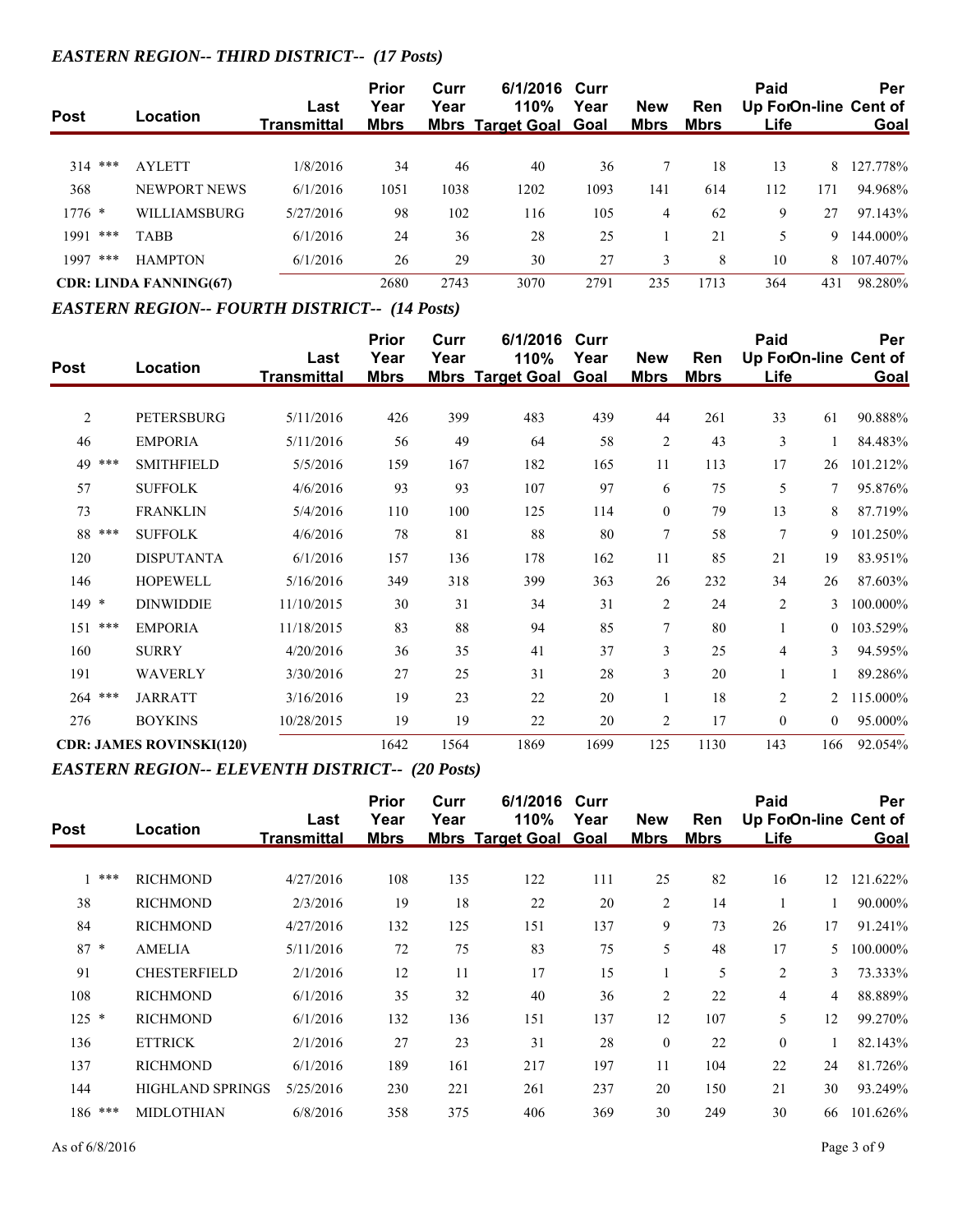### *EASTERN REGION-- THIRD DISTRICT-- (17 Posts)*

| Post | Location | Last Transmittal | Prior Year Mbrs | Curr Year Mbrs | 6/1/2016 110% Target Goal | Curr Year Goal | New Mbrs | Ren Mbrs | Paid Up For Life | On-line | Per Cent of Goal |
|---|---|---|---|---|---|---|---|---|---|---|---|
| 314 *** | AYLETT | 1/8/2016 | 34 | 46 | 40 | 36 | 7 | 18 | 13 | 8 | 127.778% |
| 368 | NEWPORT NEWS | 6/1/2016 | 1051 | 1038 | 1202 | 1093 | 141 | 614 | 112 | 171 | 94.968% |
| 1776 * | WILLIAMSBURG | 5/27/2016 | 98 | 102 | 116 | 105 | 4 | 62 | 9 | 27 | 97.143% |
| 1991 *** | TABB | 6/1/2016 | 24 | 36 | 28 | 25 | 1 | 21 | 5 | 9 | 144.000% |
| 1997 *** | HAMPTON | 6/1/2016 | 26 | 29 | 30 | 27 | 3 | 8 | 10 | 8 | 107.407% |
| **CDR: LINDA FANNING(67)** | | | 2680 | 2743 | 3070 | 2791 | 235 | 1713 | 364 | 431 | 98.280% |

### *EASTERN REGION-- FOURTH DISTRICT-- (14 Posts)*

| Post | Location | Last Transmittal | Prior Year Mbrs | Curr Year Mbrs | 6/1/2016 110% Target Goal | Curr Year Goal | New Mbrs | Ren Mbrs | Paid Up For Life | On-line | Per Cent of Goal |
|---|---|---|---|---|---|---|---|---|---|---|---|
| 2 | PETERSBURG | 5/11/2016 | 426 | 399 | 483 | 439 | 44 | 261 | 33 | 61 | 90.888% |
| 46 | EMPORIA | 5/11/2016 | 56 | 49 | 64 | 58 | 2 | 43 | 3 | 1 | 84.483% |
| 49 *** | SMITHFIELD | 5/5/2016 | 159 | 167 | 182 | 165 | 11 | 113 | 17 | 26 | 101.212% |
| 57 | SUFFOLK | 4/6/2016 | 93 | 93 | 107 | 97 | 6 | 75 | 5 | 7 | 95.876% |
| 73 | FRANKLIN | 5/4/2016 | 110 | 100 | 125 | 114 | 0 | 79 | 13 | 8 | 87.719% |
| 88 *** | SUFFOLK | 4/6/2016 | 78 | 81 | 88 | 80 | 7 | 58 | 7 | 9 | 101.250% |
| 120 | DISPUTANTA | 6/1/2016 | 157 | 136 | 178 | 162 | 11 | 85 | 21 | 19 | 83.951% |
| 146 | HOPEWELL | 5/16/2016 | 349 | 318 | 399 | 363 | 26 | 232 | 34 | 26 | 87.603% |
| 149 * | DINWIDDIE | 11/10/2015 | 30 | 31 | 34 | 31 | 2 | 24 | 2 | 3 | 100.000% |
| 151 *** | EMPORIA | 11/18/2015 | 83 | 88 | 94 | 85 | 7 | 80 | 1 | 0 | 103.529% |
| 160 | SURRY | 4/20/2016 | 36 | 35 | 41 | 37 | 3 | 25 | 4 | 3 | 94.595% |
| 191 | WAVERLY | 3/30/2016 | 27 | 25 | 31 | 28 | 3 | 20 | 1 | 1 | 89.286% |
| 264 *** | JARRATT | 3/16/2016 | 19 | 23 | 22 | 20 | 1 | 18 | 2 | 2 | 115.000% |
| 276 | BOYKINS | 10/28/2015 | 19 | 19 | 22 | 20 | 2 | 17 | 0 | 0 | 95.000% |
| **CDR: JAMES ROVINSKI(120)** | | | 1642 | 1564 | 1869 | 1699 | 125 | 1130 | 143 | 166 | 92.054% |

### *EASTERN REGION-- ELEVENTH DISTRICT-- (20 Posts)*

| Post | Location | Last Transmittal | Prior Year Mbrs | Curr Year Mbrs | 6/1/2016 110% Target Goal | Curr Year Goal | New Mbrs | Ren Mbrs | Paid Up For Life | On-line | Per Cent of Goal |
|---|---|---|---|---|---|---|---|---|---|---|---|
| 1 *** | RICHMOND | 4/27/2016 | 108 | 135 | 122 | 111 | 25 | 82 | 16 | 12 | 121.622% |
| 38 | RICHMOND | 2/3/2016 | 19 | 18 | 22 | 20 | 2 | 14 | 1 | 1 | 90.000% |
| 84 | RICHMOND | 4/27/2016 | 132 | 125 | 151 | 137 | 9 | 73 | 26 | 17 | 91.241% |
| 87 * | AMELIA | 5/11/2016 | 72 | 75 | 83 | 75 | 5 | 48 | 17 | 5 | 100.000% |
| 91 | CHESTERFIELD | 2/1/2016 | 12 | 11 | 17 | 15 | 1 | 5 | 2 | 3 | 73.333% |
| 108 | RICHMOND | 6/1/2016 | 35 | 32 | 40 | 36 | 2 | 22 | 4 | 4 | 88.889% |
| 125 * | RICHMOND | 6/1/2016 | 132 | 136 | 151 | 137 | 12 | 107 | 5 | 12 | 99.270% |
| 136 | ETTRICK | 2/1/2016 | 27 | 23 | 31 | 28 | 0 | 22 | 0 | 1 | 82.143% |
| 137 | RICHMOND | 6/1/2016 | 189 | 161 | 217 | 197 | 11 | 104 | 22 | 24 | 81.726% |
| 144 | HIGHLAND SPRINGS | 5/25/2016 | 230 | 221 | 261 | 237 | 20 | 150 | 21 | 30 | 93.249% |
| 186 *** | MIDLOTHIAN | 6/8/2016 | 358 | 375 | 406 | 369 | 30 | 249 | 30 | 66 | 101.626% |

As of 6/8/2016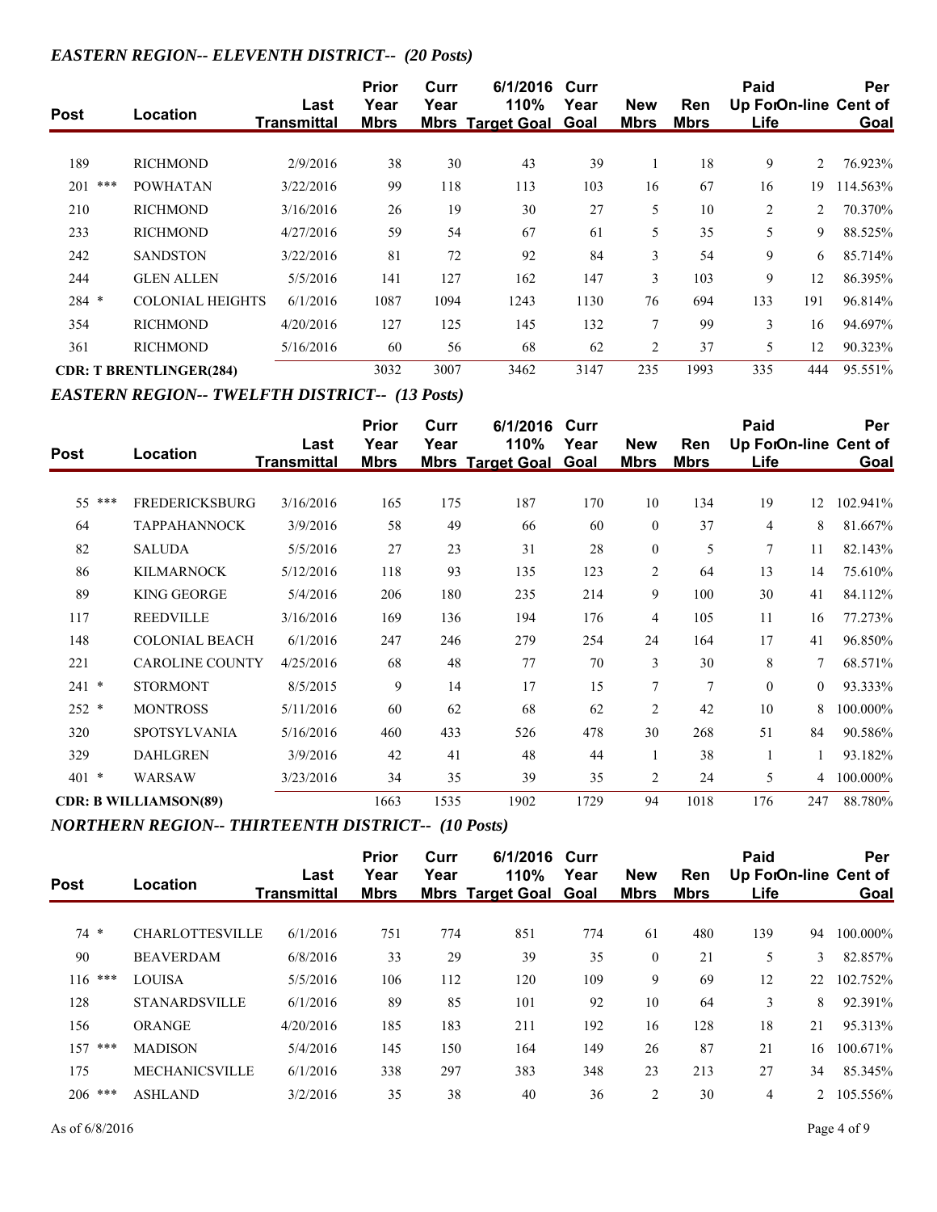### *EASTERN REGION-- ELEVENTH DISTRICT-- (20 Posts)*

| Post | Location | Last Transmittal | Prior Year Mbrs | Curr Year Mbrs | 6/1/2016 110% Target Goal | Curr Year Goal | New Mbrs | Ren Mbrs | Paid Up For Life | On-line | Per Cent of Goal |
|---|---|---|---|---|---|---|---|---|---|---|---|
| 189 | RICHMOND | 2/9/2016 | 38 | 30 | 43 | 39 | 1 | 18 | 9 | 2 | 76.923% |
| 201 *** | POWHATAN | 3/22/2016 | 99 | 118 | 113 | 103 | 16 | 67 | 16 | 19 | 114.563% |
| 210 | RICHMOND | 3/16/2016 | 26 | 19 | 30 | 27 | 5 | 10 | 2 | 2 | 70.370% |
| 233 | RICHMOND | 4/27/2016 | 59 | 54 | 67 | 61 | 5 | 35 | 5 | 9 | 88.525% |
| 242 | SANDSTON | 3/22/2016 | 81 | 72 | 92 | 84 | 3 | 54 | 9 | 6 | 85.714% |
| 244 | GLEN ALLEN | 5/5/2016 | 141 | 127 | 162 | 147 | 3 | 103 | 9 | 12 | 86.395% |
| 284 * | COLONIAL HEIGHTS | 6/1/2016 | 1087 | 1094 | 1243 | 1130 | 76 | 694 | 133 | 191 | 96.814% |
| 354 | RICHMOND | 4/20/2016 | 127 | 125 | 145 | 132 | 7 | 99 | 3 | 16 | 94.697% |
| 361 | RICHMOND | 5/16/2016 | 60 | 56 | 68 | 62 | 2 | 37 | 5 | 12 | 90.323% |
| **CDR: T BRENTLINGER(284)** | | | 3032 | 3007 | 3462 | 3147 | 235 | 1993 | 335 | 444 | 95.551% |

### *EASTERN REGION-- TWELFTH DISTRICT-- (13 Posts)*

| Post | Location | Last Transmittal | Prior Year Mbrs | Curr Year Mbrs | 6/1/2016 110% Target Goal | Curr Year Goal | New Mbrs | Ren Mbrs | Paid Up For Life | On-line | Per Cent of Goal |
|---|---|---|---|---|---|---|---|---|---|---|---|
| 55 *** | FREDERICKSBURG | 3/16/2016 | 165 | 175 | 187 | 170 | 10 | 134 | 19 | 12 | 102.941% |
| 64 | TAPPAHANNOCK | 3/9/2016 | 58 | 49 | 66 | 60 | 0 | 37 | 4 | 8 | 81.667% |
| 82 | SALUDA | 5/5/2016 | 27 | 23 | 31 | 28 | 0 | 5 | 7 | 11 | 82.143% |
| 86 | KILMARNOCK | 5/12/2016 | 118 | 93 | 135 | 123 | 2 | 64 | 13 | 14 | 75.610% |
| 89 | KING GEORGE | 5/4/2016 | 206 | 180 | 235 | 214 | 9 | 100 | 30 | 41 | 84.112% |
| 117 | REEDVILLE | 3/16/2016 | 169 | 136 | 194 | 176 | 4 | 105 | 11 | 16 | 77.273% |
| 148 | COLONIAL BEACH | 6/1/2016 | 247 | 246 | 279 | 254 | 24 | 164 | 17 | 41 | 96.850% |
| 221 | CAROLINE COUNTY | 4/25/2016 | 68 | 48 | 77 | 70 | 3 | 30 | 8 | 7 | 68.571% |
| 241 * | STORMONT | 8/5/2015 | 9 | 14 | 17 | 15 | 7 | 7 | 0 | 0 | 93.333% |
| 252 * | MONTROSS | 5/11/2016 | 60 | 62 | 68 | 62 | 2 | 42 | 10 | 8 | 100.000% |
| 320 | SPOTSYLVANIA | 5/16/2016 | 460 | 433 | 526 | 478 | 30 | 268 | 51 | 84 | 90.586% |
| 329 | DAHLGREN | 3/9/2016 | 42 | 41 | 48 | 44 | 1 | 38 | 1 | 1 | 93.182% |
| 401 * | WARSAW | 3/23/2016 | 34 | 35 | 39 | 35 | 2 | 24 | 5 | 4 | 100.000% |
| **CDR: B WILLIAMSON(89)** | | | 1663 | 1535 | 1902 | 1729 | 94 | 1018 | 176 | 247 | 88.780% |

### *NORTHERN REGION-- THIRTEENTH DISTRICT-- (10 Posts)*

| Post | Location | Last Transmittal | Prior Year Mbrs | Curr Year Mbrs | 6/1/2016 110% Target Goal | Curr Year Goal | New Mbrs | Ren Mbrs | Paid Up For Life | On-line | Per Cent of Goal |
|---|---|---|---|---|---|---|---|---|---|---|---|
| 74 * | CHARLOTTESVILLE | 6/1/2016 | 751 | 774 | 851 | 774 | 61 | 480 | 139 | 94 | 100.000% |
| 90 | BEAVERDAM | 6/8/2016 | 33 | 29 | 39 | 35 | 0 | 21 | 5 | 3 | 82.857% |
| 116 *** | LOUISA | 5/5/2016 | 106 | 112 | 120 | 109 | 9 | 69 | 12 | 22 | 102.752% |
| 128 | STANARDSVILLE | 6/1/2016 | 89 | 85 | 101 | 92 | 10 | 64 | 3 | 8 | 92.391% |
| 156 | ORANGE | 4/20/2016 | 185 | 183 | 211 | 192 | 16 | 128 | 18 | 21 | 95.313% |
| 157 *** | MADISON | 5/4/2016 | 145 | 150 | 164 | 149 | 26 | 87 | 21 | 16 | 100.671% |
| 175 | MECHANICSVILLE | 6/1/2016 | 338 | 297 | 383 | 348 | 23 | 213 | 27 | 34 | 85.345% |
| 206 *** | ASHLAND | 3/2/2016 | 35 | 38 | 40 | 36 | 2 | 30 | 4 | 2 | 105.556% |

As of 6/8/2016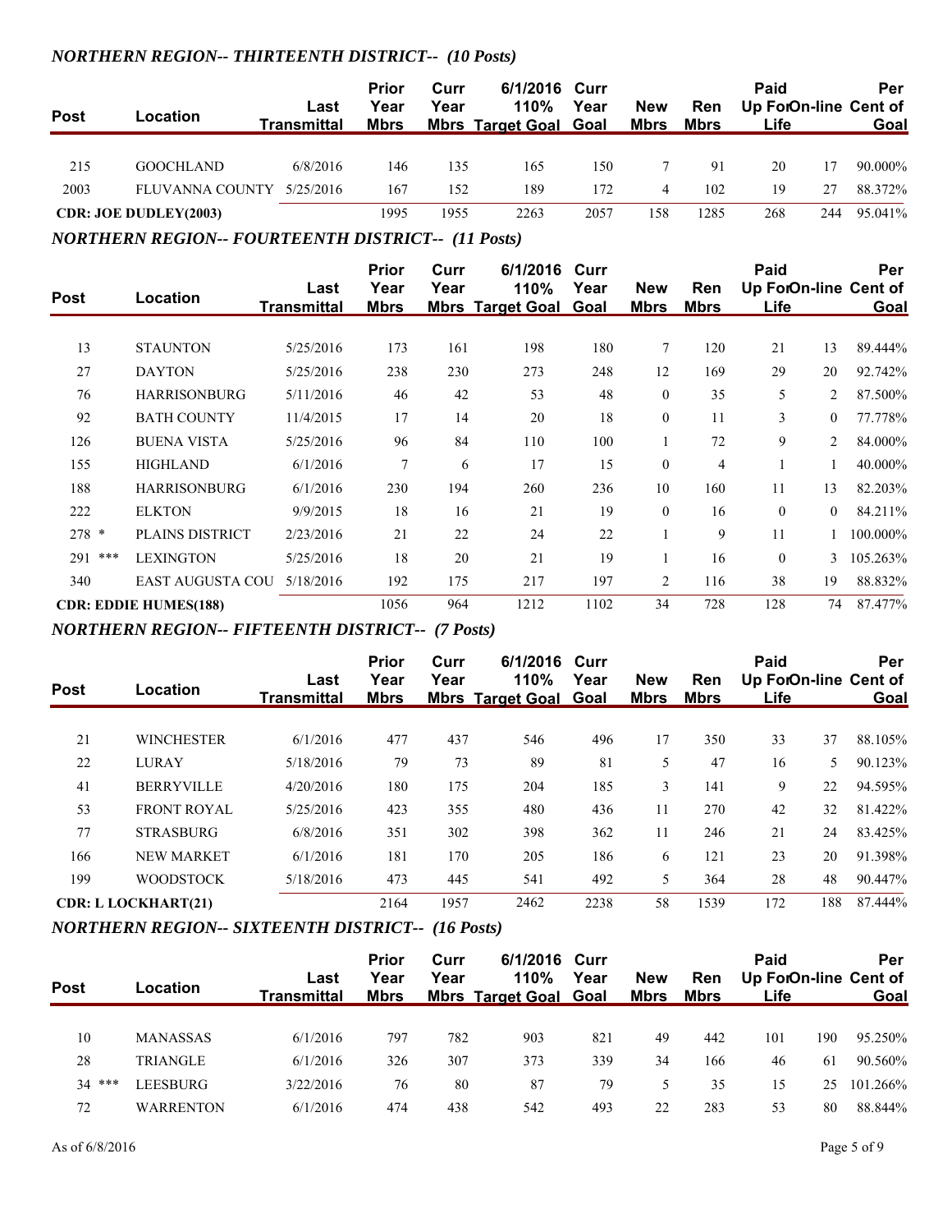### *NORTHERN REGION-- THIRTEENTH DISTRICT-- (10 Posts)*

| Post | Location | Last Transmittal | Prior Year Mbrs | Curr Year Mbrs | 6/1/2016 110% Target Goal | Curr Year Goal | New Mbrs | Ren Mbrs | Paid Up For Life | On-line | Per Cent of Goal |
|---|---|---|---|---|---|---|---|---|---|---|---|
| 215 | GOOCHLAND | 6/8/2016 | 146 | 135 | 165 | 150 | 7 | 91 | 20 | 17 | 90.000% |
| 2003 | FLUVANNA COUNTY | 5/25/2016 | 167 | 152 | 189 | 172 | 4 | 102 | 19 | 27 | 88.372% |
| **CDR: JOE DUDLEY(2003)** | | | 1995 | 1955 | 2263 | 2057 | 158 | 1285 | 268 | 244 | 95.041% |

### *NORTHERN REGION-- FOURTEENTH DISTRICT-- (11 Posts)*

| Post | Location | Last Transmittal | Prior Year Mbrs | Curr Year Mbrs | 6/1/2016 110% Target Goal | Curr Year Goal | New Mbrs | Ren Mbrs | Paid Up For Life | On-line | Per Cent of Goal |
|---|---|---|---|---|---|---|---|---|---|---|---|
| 13 | STAUNTON | 5/25/2016 | 173 | 161 | 198 | 180 | 7 | 120 | 21 | 13 | 89.444% |
| 27 | DAYTON | 5/25/2016 | 238 | 230 | 273 | 248 | 12 | 169 | 29 | 20 | 92.742% |
| 76 | HARRISONBURG | 5/11/2016 | 46 | 42 | 53 | 48 | 0 | 35 | 5 | 2 | 87.500% |
| 92 | BATH COUNTY | 11/4/2015 | 17 | 14 | 20 | 18 | 0 | 11 | 3 | 0 | 77.778% |
| 126 | BUENA VISTA | 5/25/2016 | 96 | 84 | 110 | 100 | 1 | 72 | 9 | 2 | 84.000% |
| 155 | HIGHLAND | 6/1/2016 | 7 | 6 | 17 | 15 | 0 | 4 | 1 | 1 | 40.000% |
| 188 | HARRISONBURG | 6/1/2016 | 230 | 194 | 260 | 236 | 10 | 160 | 11 | 13 | 82.203% |
| 222 | ELKTON | 9/9/2015 | 18 | 16 | 21 | 19 | 0 | 16 | 0 | 0 | 84.211% |
| 278 * | PLAINS DISTRICT | 2/23/2016 | 21 | 22 | 24 | 22 | 1 | 9 | 11 | 1 | 100.000% |
| 291 *** | LEXINGTON | 5/25/2016 | 18 | 20 | 21 | 19 | 1 | 16 | 0 | 3 | 105.263% |
| 340 | EAST AUGUSTA COU | 5/18/2016 | 192 | 175 | 217 | 197 | 2 | 116 | 38 | 19 | 88.832% |
| **CDR: EDDIE HUMES(188)** | | | 1056 | 964 | 1212 | 1102 | 34 | 728 | 128 | 74 | 87.477% |

### *NORTHERN REGION-- FIFTEENTH DISTRICT-- (7 Posts)*

| Post | Location | Last Transmittal | Prior Year Mbrs | Curr Year Mbrs | 6/1/2016 110% Target Goal | Curr Year Goal | New Mbrs | Ren Mbrs | Paid Up For Life | On-line | Per Cent of Goal |
|---|---|---|---|---|---|---|---|---|---|---|---|
| 21 | WINCHESTER | 6/1/2016 | 477 | 437 | 546 | 496 | 17 | 350 | 33 | 37 | 88.105% |
| 22 | LURAY | 5/18/2016 | 79 | 73 | 89 | 81 | 5 | 47 | 16 | 5 | 90.123% |
| 41 | BERRYVILLE | 4/20/2016 | 180 | 175 | 204 | 185 | 3 | 141 | 9 | 22 | 94.595% |
| 53 | FRONT ROYAL | 5/25/2016 | 423 | 355 | 480 | 436 | 11 | 270 | 42 | 32 | 81.422% |
| 77 | STRASBURG | 6/8/2016 | 351 | 302 | 398 | 362 | 11 | 246 | 21 | 24 | 83.425% |
| 166 | NEW MARKET | 6/1/2016 | 181 | 170 | 205 | 186 | 6 | 121 | 23 | 20 | 91.398% |
| 199 | WOODSTOCK | 5/18/2016 | 473 | 445 | 541 | 492 | 5 | 364 | 28 | 48 | 90.447% |
| **CDR: L LOCKHART(21)** | | | 2164 | 1957 | 2462 | 2238 | 58 | 1539 | 172 | 188 | 87.444% |

### *NORTHERN REGION-- SIXTEENTH DISTRICT-- (16 Posts)*

| Post | Location | Last Transmittal | Prior Year Mbrs | Curr Year Mbrs | 6/1/2016 110% Target Goal | Curr Year Goal | New Mbrs | Ren Mbrs | Paid Up For Life | On-line | Per Cent of Goal |
|---|---|---|---|---|---|---|---|---|---|---|---|
| 10 | MANASSAS | 6/1/2016 | 797 | 782 | 903 | 821 | 49 | 442 | 101 | 190 | 95.250% |
| 28 | TRIANGLE | 6/1/2016 | 326 | 307 | 373 | 339 | 34 | 166 | 46 | 61 | 90.560% |
| 34 *** | LEESBURG | 3/22/2016 | 76 | 80 | 87 | 79 | 5 | 35 | 15 | 25 | 101.266% |
| 72 | WARRENTON | 6/1/2016 | 474 | 438 | 542 | 493 | 22 | 283 | 53 | 80 | 88.844% |

As of 6/8/2016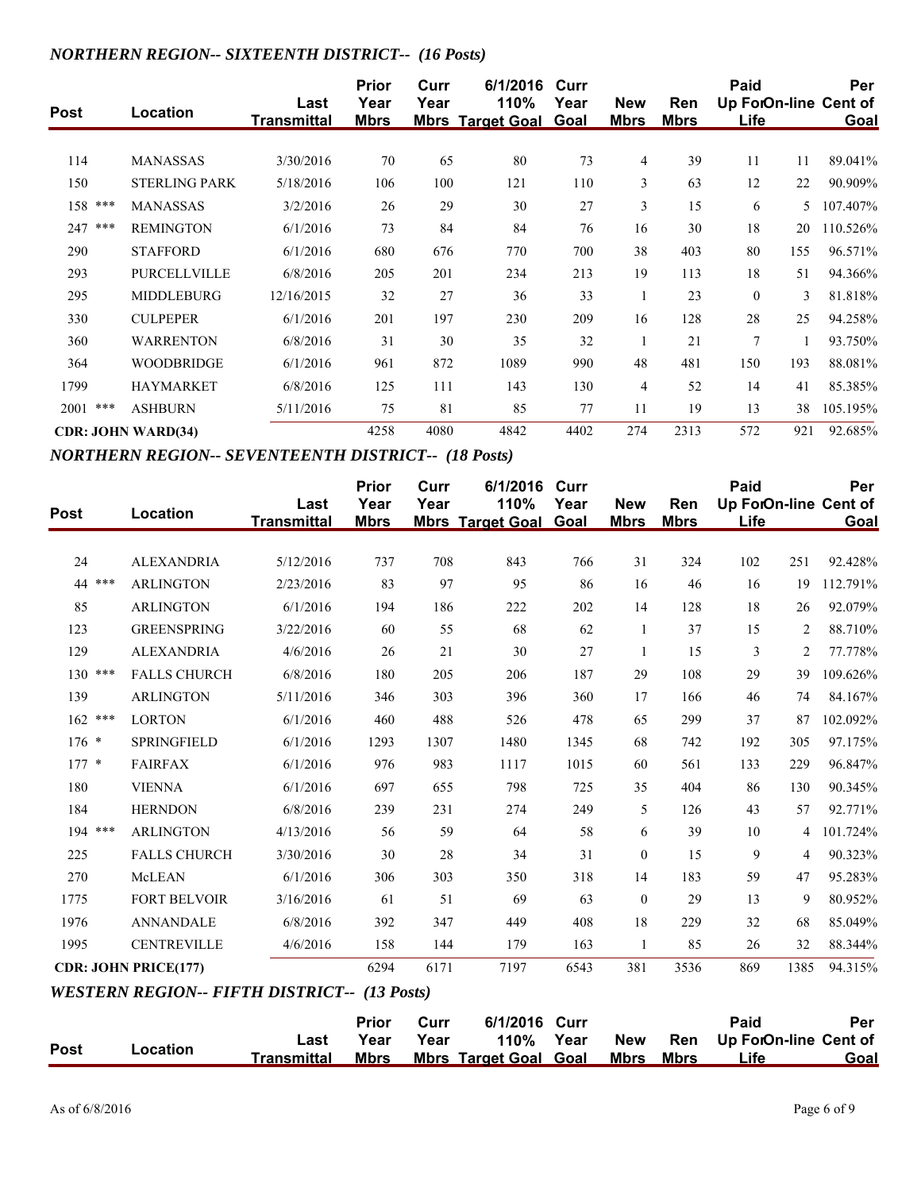### *NORTHERN REGION-- SIXTEENTH DISTRICT-- (16 Posts)*

| Post | Location | Last Transmittal | Prior Year Mbrs | Curr Year Mbrs | 6/1/2016 110% Target Goal | Curr Year Goal | New Mbrs | Ren Mbrs | Paid Up For Life | On-line | Per Cent of Goal |
|---|---|---|---|---|---|---|---|---|---|---|---|
| 114 | MANASSAS | 3/30/2016 | 70 | 65 | 80 | 73 | 4 | 39 | 11 | 11 | 89.041% |
| 150 | STERLING PARK | 5/18/2016 | 106 | 100 | 121 | 110 | 3 | 63 | 12 | 22 | 90.909% |
| 158 *** | MANASSAS | 3/2/2016 | 26 | 29 | 30 | 27 | 3 | 15 | 6 | 5 | 107.407% |
| 247 *** | REMINGTON | 6/1/2016 | 73 | 84 | 84 | 76 | 16 | 30 | 18 | 20 | 110.526% |
| 290 | STAFFORD | 6/1/2016 | 680 | 676 | 770 | 700 | 38 | 403 | 80 | 155 | 96.571% |
| 293 | PURCELLVILLE | 6/8/2016 | 205 | 201 | 234 | 213 | 19 | 113 | 18 | 51 | 94.366% |
| 295 | MIDDLEBURG | 12/16/2015 | 32 | 27 | 36 | 33 | 1 | 23 | 0 | 3 | 81.818% |
| 330 | CULPEPER | 6/1/2016 | 201 | 197 | 230 | 209 | 16 | 128 | 28 | 25 | 94.258% |
| 360 | WARRENTON | 6/8/2016 | 31 | 30 | 35 | 32 | 1 | 21 | 7 | 1 | 93.750% |
| 364 | WOODBRIDGE | 6/1/2016 | 961 | 872 | 1089 | 990 | 48 | 481 | 150 | 193 | 88.081% |
| 1799 | HAYMARKET | 6/8/2016 | 125 | 111 | 143 | 130 | 4 | 52 | 14 | 41 | 85.385% |
| 2001 *** | ASHBURN | 5/11/2016 | 75 | 81 | 85 | 77 | 11 | 19 | 13 | 38 | 105.195% |
| **CDR: JOHN WARD(34)** | | | 4258 | 4080 | 4842 | 4402 | 274 | 2313 | 572 | 921 | 92.685% |

### *NORTHERN REGION-- SEVENTEENTH DISTRICT-- (18 Posts)*

| Post | Location | Last Transmittal | Prior Year Mbrs | Curr Year Mbrs | 6/1/2016 110% Target Goal | Curr Year Goal | New Mbrs | Ren Mbrs | Paid Up For Life | On-line | Per Cent of Goal |
|---|---|---|---|---|---|---|---|---|---|---|---|
| 24 | ALEXANDRIA | 5/12/2016 | 737 | 708 | 843 | 766 | 31 | 324 | 102 | 251 | 92.428% |
| 44 *** | ARLINGTON | 2/23/2016 | 83 | 97 | 95 | 86 | 16 | 46 | 16 | 19 | 112.791% |
| 85 | ARLINGTON | 6/1/2016 | 194 | 186 | 222 | 202 | 14 | 128 | 18 | 26 | 92.079% |
| 123 | GREENSPRING | 3/22/2016 | 60 | 55 | 68 | 62 | 1 | 37 | 15 | 2 | 88.710% |
| 129 | ALEXANDRIA | 4/6/2016 | 26 | 21 | 30 | 27 | 1 | 15 | 3 | 2 | 77.778% |
| 130 *** | FALLS CHURCH | 6/8/2016 | 180 | 205 | 206 | 187 | 29 | 108 | 29 | 39 | 109.626% |
| 139 | ARLINGTON | 5/11/2016 | 346 | 303 | 396 | 360 | 17 | 166 | 46 | 74 | 84.167% |
| 162 *** | LORTON | 6/1/2016 | 460 | 488 | 526 | 478 | 65 | 299 | 37 | 87 | 102.092% |
| 176 * | SPRINGFIELD | 6/1/2016 | 1293 | 1307 | 1480 | 1345 | 68 | 742 | 192 | 305 | 97.175% |
| 177 * | FAIRFAX | 6/1/2016 | 976 | 983 | 1117 | 1015 | 60 | 561 | 133 | 229 | 96.847% |
| 180 | VIENNA | 6/1/2016 | 697 | 655 | 798 | 725 | 35 | 404 | 86 | 130 | 90.345% |
| 184 | HERNDON | 6/8/2016 | 239 | 231 | 274 | 249 | 5 | 126 | 43 | 57 | 92.771% |
| 194 *** | ARLINGTON | 4/13/2016 | 56 | 59 | 64 | 58 | 6 | 39 | 10 | 4 | 101.724% |
| 225 | FALLS CHURCH | 3/30/2016 | 30 | 28 | 34 | 31 | 0 | 15 | 9 | 4 | 90.323% |
| 270 | McLEAN | 6/1/2016 | 306 | 303 | 350 | 318 | 14 | 183 | 59 | 47 | 95.283% |
| 1775 | FORT BELVOIR | 3/16/2016 | 61 | 51 | 69 | 63 | 0 | 29 | 13 | 9 | 80.952% |
| 1976 | ANNANDALE | 6/8/2016 | 392 | 347 | 449 | 408 | 18 | 229 | 32 | 68 | 85.049% |
| 1995 | CENTREVILLE | 4/6/2016 | 158 | 144 | 179 | 163 | 1 | 85 | 26 | 32 | 88.344% |
| **CDR: JOHN PRICE(177)** | | | 6294 | 6171 | 7197 | 6543 | 381 | 3536 | 869 | 1385 | 94.315% |

### *WESTERN REGION-- FIFTH DISTRICT-- (13 Posts)*

| Post | Location | Last Transmittal | Prior Year Mbrs | Curr Year Mbrs | 6/1/2016 110% Target Goal | Curr Year Goal | New Mbrs | Ren Mbrs | Paid Up For Life | On-line | Per Cent of Goal |
|---|---|---|---|---|---|---|---|---|---|---|---|

As of 6/8/2016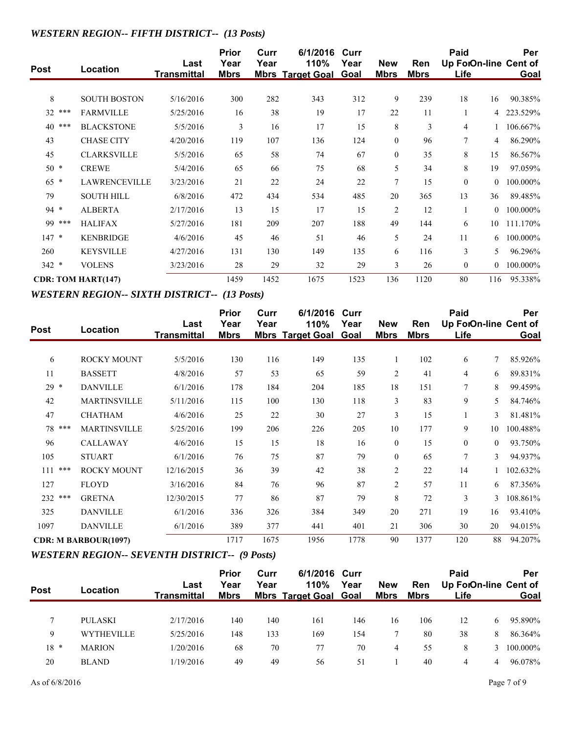### *WESTERN REGION-- FIFTH DISTRICT-- (13 Posts)*

| Post | Location | Last Transmittal | Prior Year Mbrs | Curr Year Mbrs | 6/1/2016 110% Target Goal | Curr Year Goal | New Mbrs | Ren Mbrs | Paid Up For Life | On-line | Per Cent of Goal |
|---|---|---|---|---|---|---|---|---|---|---|---|
| 8 | SOUTH BOSTON | 5/16/2016 | 300 | 282 | 343 | 312 | 9 | 239 | 18 | 16 | 90.385% |
| 32 *** | FARMVILLE | 5/25/2016 | 16 | 38 | 19 | 17 | 22 | 11 | 1 | 4 | 223.529% |
| 40 *** | BLACKSTONE | 5/5/2016 | 3 | 16 | 17 | 15 | 8 | 3 | 4 | 1 | 106.667% |
| 43 | CHASE CITY | 4/20/2016 | 119 | 107 | 136 | 124 | 0 | 96 | 7 | 4 | 86.290% |
| 45 | CLARKSVILLE | 5/5/2016 | 65 | 58 | 74 | 67 | 0 | 35 | 8 | 15 | 86.567% |
| 50 * | CREWE | 5/4/2016 | 65 | 66 | 75 | 68 | 5 | 34 | 8 | 19 | 97.059% |
| 65 * | LAWRENCEVILLE | 3/23/2016 | 21 | 22 | 24 | 22 | 7 | 15 | 0 | 0 | 100.000% |
| 79 | SOUTH HILL | 6/8/2016 | 472 | 434 | 534 | 485 | 20 | 365 | 13 | 36 | 89.485% |
| 94 * | ALBERTA | 2/17/2016 | 13 | 15 | 17 | 15 | 2 | 12 | 1 | 0 | 100.000% |
| 99 *** | HALIFAX | 5/27/2016 | 181 | 209 | 207 | 188 | 49 | 144 | 6 | 10 | 111.170% |
| 147 * | KENBRIDGE | 4/6/2016 | 45 | 46 | 51 | 46 | 5 | 24 | 11 | 6 | 100.000% |
| 260 | KEYSVILLE | 4/27/2016 | 131 | 130 | 149 | 135 | 6 | 116 | 3 | 5 | 96.296% |
| 342 * | VOLENS | 3/23/2016 | 28 | 29 | 32 | 29 | 3 | 26 | 0 | 0 | 100.000% |
| **CDR: TOM HART(147)** | | | 1459 | 1452 | 1675 | 1523 | 136 | 1120 | 80 | 116 | 95.338% |

### *WESTERN REGION-- SIXTH DISTRICT-- (13 Posts)*

| Post | Location | Last Transmittal | Prior Year Mbrs | Curr Year Mbrs | 6/1/2016 110% Target Goal | Curr Year Goal | New Mbrs | Ren Mbrs | Paid Up For Life | On-line | Per Cent of Goal |
|---|---|---|---|---|---|---|---|---|---|---|---|
| 6 | ROCKY MOUNT | 5/5/2016 | 130 | 116 | 149 | 135 | 1 | 102 | 6 | 7 | 85.926% |
| 11 | BASSETT | 4/8/2016 | 57 | 53 | 65 | 59 | 2 | 41 | 4 | 6 | 89.831% |
| 29 * | DANVILLE | 6/1/2016 | 178 | 184 | 204 | 185 | 18 | 151 | 7 | 8 | 99.459% |
| 42 | MARTINSVILLE | 5/11/2016 | 115 | 100 | 130 | 118 | 3 | 83 | 9 | 5 | 84.746% |
| 47 | CHATHAM | 4/6/2016 | 25 | 22 | 30 | 27 | 3 | 15 | 1 | 3 | 81.481% |
| 78 *** | MARTINSVILLE | 5/25/2016 | 199 | 206 | 226 | 205 | 10 | 177 | 9 | 10 | 100.488% |
| 96 | CALLAWAY | 4/6/2016 | 15 | 15 | 18 | 16 | 0 | 15 | 0 | 0 | 93.750% |
| 105 | STUART | 6/1/2016 | 76 | 75 | 87 | 79 | 0 | 65 | 7 | 3 | 94.937% |
| 111 *** | ROCKY MOUNT | 12/16/2015 | 36 | 39 | 42 | 38 | 2 | 22 | 14 | 1 | 102.632% |
| 127 | FLOYD | 3/16/2016 | 84 | 76 | 96 | 87 | 2 | 57 | 11 | 6 | 87.356% |
| 232 *** | GRETNA | 12/30/2015 | 77 | 86 | 87 | 79 | 8 | 72 | 3 | 3 | 108.861% |
| 325 | DANVILLE | 6/1/2016 | 336 | 326 | 384 | 349 | 20 | 271 | 19 | 16 | 93.410% |
| 1097 | DANVILLE | 6/1/2016 | 389 | 377 | 441 | 401 | 21 | 306 | 30 | 20 | 94.015% |
| **CDR: M BARBOUR(1097)** | | | 1717 | 1675 | 1956 | 1778 | 90 | 1377 | 120 | 88 | 94.207% |

### *WESTERN REGION-- SEVENTH DISTRICT-- (9 Posts)*

| Post | Location | Last Transmittal | Prior Year Mbrs | Curr Year Mbrs | 6/1/2016 110% Target Goal | Curr Year Goal | New Mbrs | Ren Mbrs | Paid Up For Life | On-line | Per Cent of Goal |
|---|---|---|---|---|---|---|---|---|---|---|---|
| 7 | PULASKI | 2/17/2016 | 140 | 140 | 161 | 146 | 16 | 106 | 12 | 6 | 95.890% |
| 9 | WYTHEVILLE | 5/25/2016 | 148 | 133 | 169 | 154 | 7 | 80 | 38 | 8 | 86.364% |
| 18 * | MARION | 1/20/2016 | 68 | 70 | 77 | 70 | 4 | 55 | 8 | 3 | 100.000% |
| 20 | BLAND | 1/19/2016 | 49 | 49 | 56 | 51 | 1 | 40 | 4 | 4 | 96.078% |

As of 6/8/2016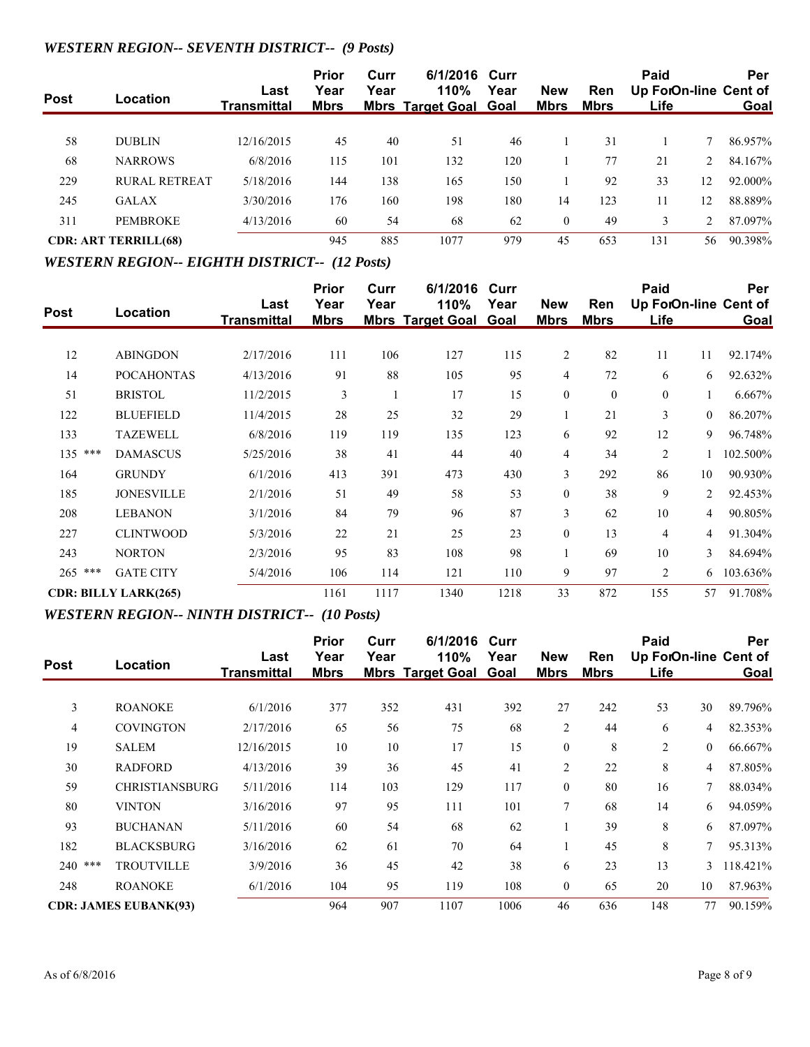## *WESTERN REGION-- SEVENTH DISTRICT-- (9 Posts)*

| Post | Location | Last Transmittal | Prior Year Mbrs | Curr Year Mbrs | 6/1/2016 110% Target Goal | Curr Year Goal | New Mbrs | Ren Mbrs | Paid Up For Life | On-line | Per Cent of Goal |
|---|---|---|---|---|---|---|---|---|---|---|---|
| 58 | DUBLIN | 12/16/2015 | 45 | 40 | 51 | 46 | 1 | 31 | 1 | 7 | 86.957% |
| 68 | NARROWS | 6/8/2016 | 115 | 101 | 132 | 120 | 1 | 77 | 21 | 2 | 84.167% |
| 229 | RURAL RETREAT | 5/18/2016 | 144 | 138 | 165 | 150 | 1 | 92 | 33 | 12 | 92.000% |
| 245 | GALAX | 3/30/2016 | 176 | 160 | 198 | 180 | 14 | 123 | 11 | 12 | 88.889% |
| 311 | PEMBROKE | 4/13/2016 | 60 | 54 | 68 | 62 | 0 | 49 | 3 | 2 | 87.097% |
| **CDR: ART TERRILL(68)** | | | 945 | 885 | 1077 | 979 | 45 | 653 | 131 | 56 | 90.398% |

## *WESTERN REGION-- EIGHTH DISTRICT-- (12 Posts)*

| Post | Location | Last Transmittal | Prior Year Mbrs | Curr Year Mbrs | 6/1/2016 110% Target Goal | Curr Year Goal | New Mbrs | Ren Mbrs | Paid Up For Life | On-line | Per Cent of Goal |
|---|---|---|---|---|---|---|---|---|---|---|---|
| 12 | ABINGDON | 2/17/2016 | 111 | 106 | 127 | 115 | 2 | 82 | 11 | 11 | 92.174% |
| 14 | POCAHONTAS | 4/13/2016 | 91 | 88 | 105 | 95 | 4 | 72 | 6 | 6 | 92.632% |
| 51 | BRISTOL | 11/2/2015 | 3 | 1 | 17 | 15 | 0 | 0 | 0 | 1 | 6.667% |
| 122 | BLUEFIELD | 11/4/2015 | 28 | 25 | 32 | 29 | 1 | 21 | 3 | 0 | 86.207% |
| 133 | TAZEWELL | 6/8/2016 | 119 | 119 | 135 | 123 | 6 | 92 | 12 | 9 | 96.748% |
| 135 *** | DAMASCUS | 5/25/2016 | 38 | 41 | 44 | 40 | 4 | 34 | 2 | 1 | 102.500% |
| 164 | GRUNDY | 6/1/2016 | 413 | 391 | 473 | 430 | 3 | 292 | 86 | 10 | 90.930% |
| 185 | JONESVILLE | 2/1/2016 | 51 | 49 | 58 | 53 | 0 | 38 | 9 | 2 | 92.453% |
| 208 | LEBANON | 3/1/2016 | 84 | 79 | 96 | 87 | 3 | 62 | 10 | 4 | 90.805% |
| 227 | CLINTWOOD | 5/3/2016 | 22 | 21 | 25 | 23 | 0 | 13 | 4 | 4 | 91.304% |
| 243 | NORTON | 2/3/2016 | 95 | 83 | 108 | 98 | 1 | 69 | 10 | 3 | 84.694% |
| 265 *** | GATE CITY | 5/4/2016 | 106 | 114 | 121 | 110 | 9 | 97 | 2 | 6 | 103.636% |
| **CDR: BILLY LARK(265)** | | | 1161 | 1117 | 1340 | 1218 | 33 | 872 | 155 | 57 | 91.708% |

## *WESTERN REGION-- NINTH DISTRICT-- (10 Posts)*

| Post | Location | Last Transmittal | Prior Year Mbrs | Curr Year Mbrs | 6/1/2016 110% Target Goal | Curr Year Goal | New Mbrs | Ren Mbrs | Paid Up For Life | On-line | Per Cent of Goal |
|---|---|---|---|---|---|---|---|---|---|---|---|
| 3 | ROANOKE | 6/1/2016 | 377 | 352 | 431 | 392 | 27 | 242 | 53 | 30 | 89.796% |
| 4 | COVINGTON | 2/17/2016 | 65 | 56 | 75 | 68 | 2 | 44 | 6 | 4 | 82.353% |
| 19 | SALEM | 12/16/2015 | 10 | 10 | 17 | 15 | 0 | 8 | 2 | 0 | 66.667% |
| 30 | RADFORD | 4/13/2016 | 39 | 36 | 45 | 41 | 2 | 22 | 8 | 4 | 87.805% |
| 59 | CHRISTIANSBURG | 5/11/2016 | 114 | 103 | 129 | 117 | 0 | 80 | 16 | 7 | 88.034% |
| 80 | VINTON | 3/16/2016 | 97 | 95 | 111 | 101 | 7 | 68 | 14 | 6 | 94.059% |
| 93 | BUCHANAN | 5/11/2016 | 60 | 54 | 68 | 62 | 1 | 39 | 8 | 6 | 87.097% |
| 182 | BLACKSBURG | 3/16/2016 | 62 | 61 | 70 | 64 | 1 | 45 | 8 | 7 | 95.313% |
| 240 *** | TROUTVILLE | 3/9/2016 | 36 | 45 | 42 | 38 | 6 | 23 | 13 | 3 | 118.421% |
| 248 | ROANOKE | 6/1/2016 | 104 | 95 | 119 | 108 | 0 | 65 | 20 | 10 | 87.963% |
| **CDR: JAMES EUBANK(93)** | | | 964 | 907 | 1107 | 1006 | 46 | 636 | 148 | 77 | 90.159% |

As of 6/8/2016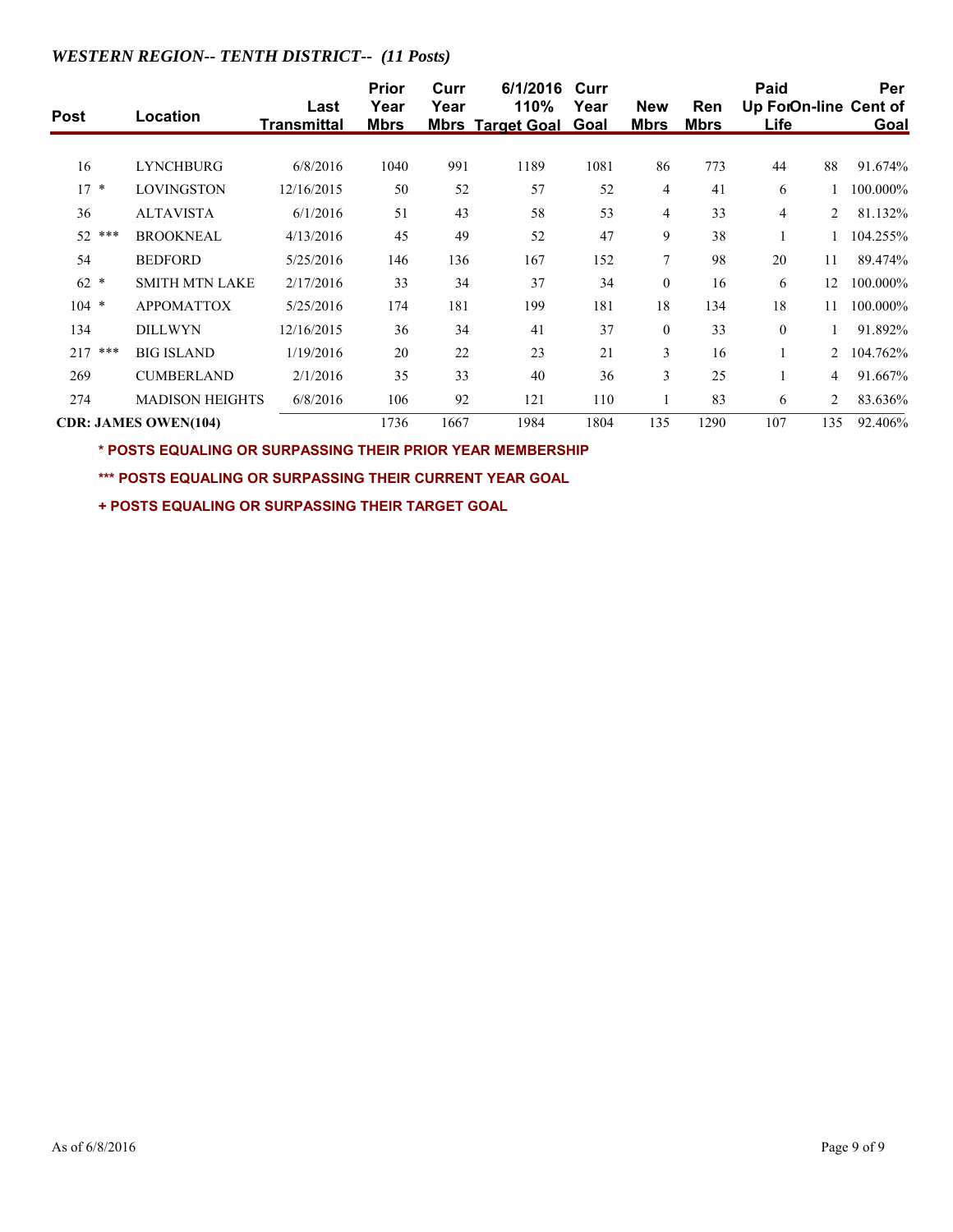## *WESTERN REGION-- TENTH DISTRICT-- (11 Posts)*

| Post | Location | Last Transmittal | Prior Year Mbrs | Curr Year Mbrs | 6/1/2016 110% Target Goal | Curr Year Goal | New Mbrs | Ren Mbrs | Paid Up For Life | On-line | Per Cent of Goal |
|---|---|---|---|---|---|---|---|---|---|---|---|
| 16 | LYNCHBURG | 6/8/2016 | 1040 | 991 | 1189 | 1081 | 86 | 773 | 44 | 88 | 91.674% |
| 17 * | LOVINGSTON | 12/16/2015 | 50 | 52 | 57 | 52 | 4 | 41 | 6 | 1 | 100.000% |
| 36 | ALTAVISTA | 6/1/2016 | 51 | 43 | 58 | 53 | 4 | 33 | 4 | 2 | 81.132% |
| 52 *** | BROOKNEAL | 4/13/2016 | 45 | 49 | 52 | 47 | 9 | 38 | 1 | 1 | 104.255% |
| 54 | BEDFORD | 5/25/2016 | 146 | 136 | 167 | 152 | 7 | 98 | 20 | 11 | 89.474% |
| 62 * | SMITH MTN LAKE | 2/17/2016 | 33 | 34 | 37 | 34 | 0 | 16 | 6 | 12 | 100.000% |
| 104 * | APPOMATTOX | 5/25/2016 | 174 | 181 | 199 | 181 | 18 | 134 | 18 | 11 | 100.000% |
| 134 | DILLWYN | 12/16/2015 | 36 | 34 | 41 | 37 | 0 | 33 | 0 | 1 | 91.892% |
| 217 *** | BIG ISLAND | 1/19/2016 | 20 | 22 | 23 | 21 | 3 | 16 | 1 | 2 | 104.762% |
| 269 | CUMBERLAND | 2/1/2016 | 35 | 33 | 40 | 36 | 3 | 25 | 1 | 4 | 91.667% |
| 274 | MADISON HEIGHTS | 6/8/2016 | 106 | 92 | 121 | 110 | 1 | 83 | 6 | 2 | 83.636% |
| **CDR: JAMES OWEN(104)** | | | 1736 | 1667 | 1984 | 1804 | 135 | 1290 | 107 | 135 | 92.406% |

**\* POSTS EQUALING OR SURPASSING THEIR PRIOR YEAR MEMBERSHIP**

**\*\*\* POSTS EQUALING OR SURPASSING THEIR CURRENT YEAR GOAL**

**+ POSTS EQUALING OR SURPASSING THEIR TARGET GOAL**

As of 6/8/2016